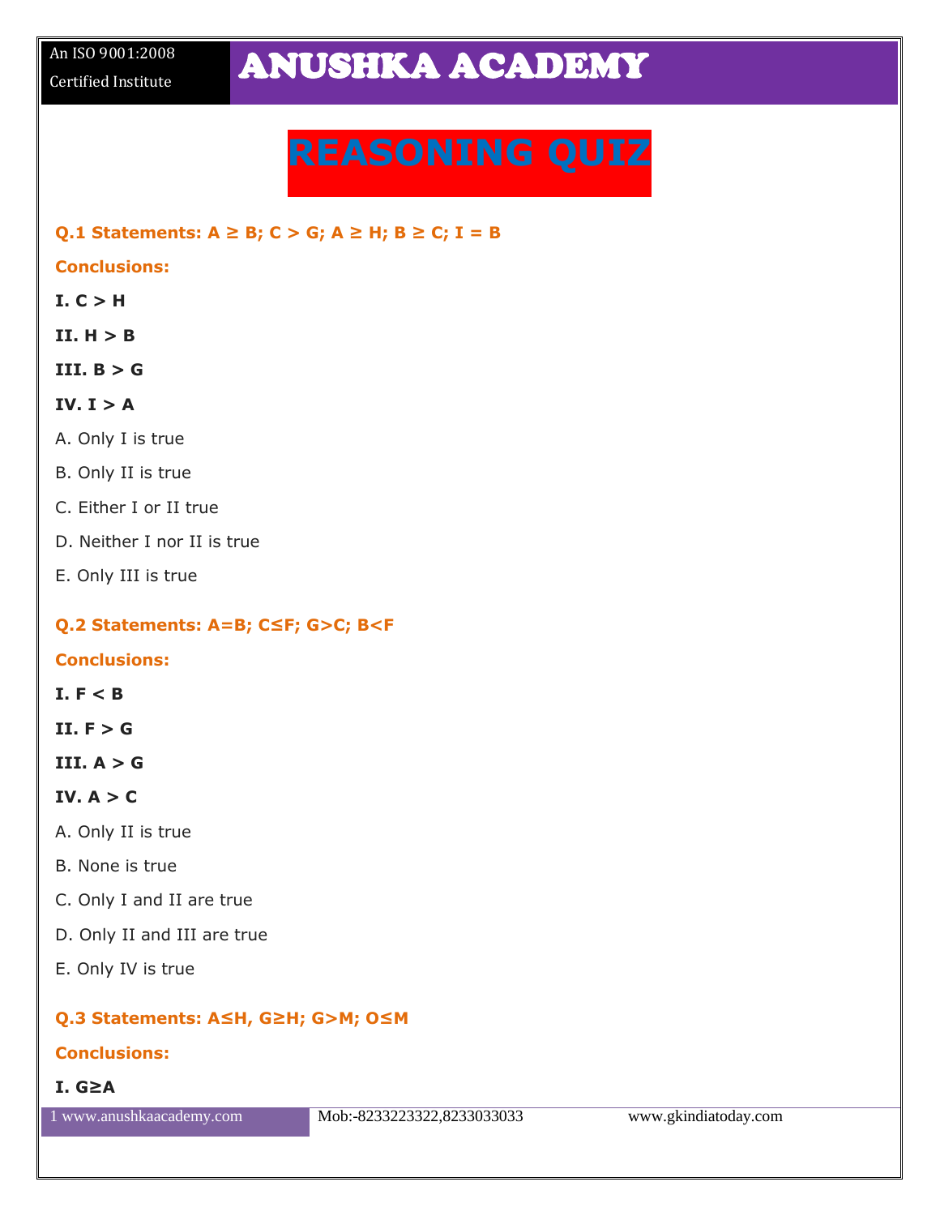An ISO 9001:2008 Certified Institute

# ANUSHKA ACADEMY

## REASONING QUIZ

**Q.1 Statements: A ≥ B; C > G; A ≥ H; B ≥ C; I = B**

**Conclusions:**

**I. C > H**

**II. H > B**

**III. B > G**

**IV. I > A**

A. Only I is true

B. Only II is true

C. Either I or II true

D. Neither I nor II is true

E. Only III is true

**Q.2 Statements: A=B; C≤F; G>C; B<F**

**Conclusions:**

**I. F < B**

**II. F > G**

**III. A > G**

**IV. A > C**

A. Only II is true

B. None is true

C. Only I and II are true

D. Only II and III are true

E. Only IV is true

**Q.3 Statements: A≤H, G≥H; G>M; O≤M**

**Conclusions:**

**I. G≥A**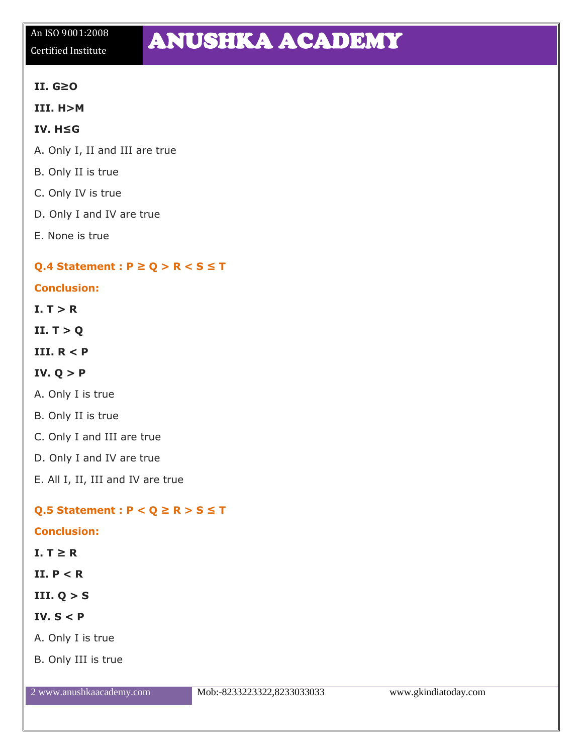**II. $G \geq O$**

**III. $H > M$**

**IV. $H \leq G$**

A. Only I, II and III are true

B. Only II is true

C. Only IV is true

D. Only I and IV are true

E. None is true

**Q.4 Statement : $P \geq Q > R < S \leq T$**

**Conclusion:**

**I. $T > R$**

**II. $T > Q$**

**III. $R < P$**

**IV. $Q > P$**

A. Only I is true

B. Only II is true

C. Only I and III are true

D. Only I and IV are true

E. All I, II, III and IV are true

**Q.5 Statement : $P < Q \geq R > S \leq T$**

**Conclusion:**

**I. $T \geq R$**

**II. $P < R$**

**III. $Q > S$**

**IV. $S < P$**

A. Only I is true

B. Only III is true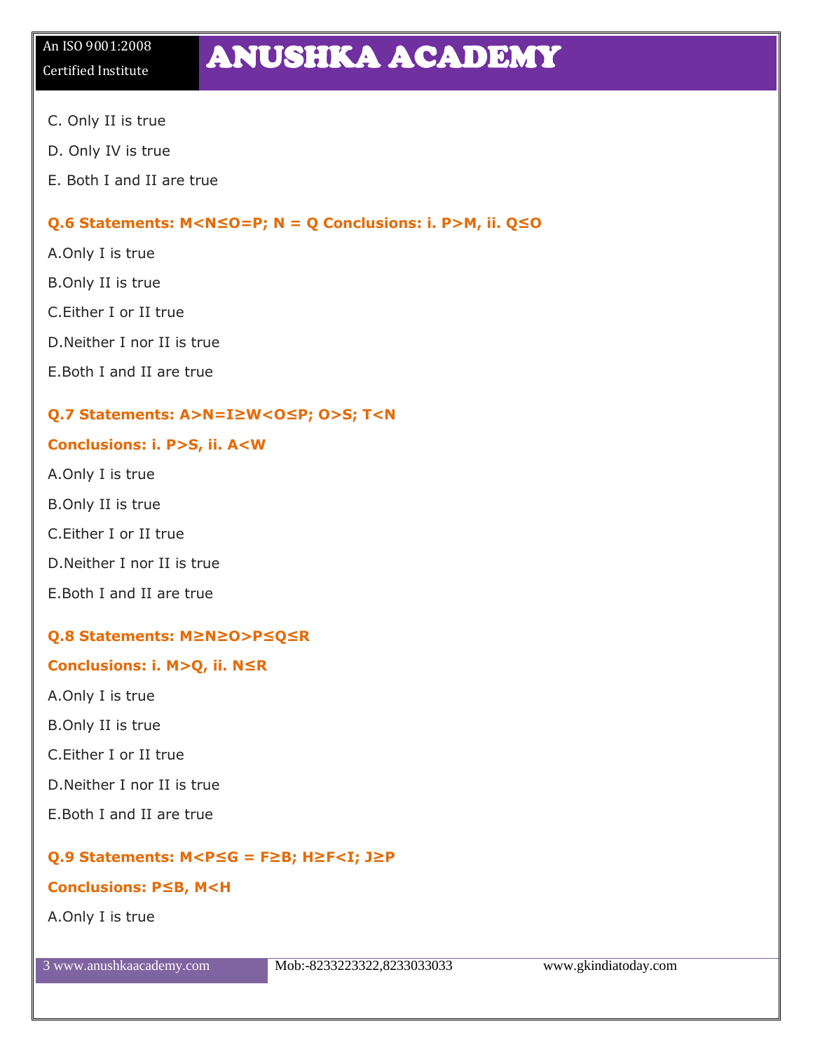C. Only II is true

D. Only IV is true

E. Both I and II are true

**Q.6 Statements: M<N≤O=P; N = Q Conclusions: i. P>M, ii. Q≤O**

A.Only I is true

B.Only II is true

C.Either I or II true

D.Neither I nor II is true

E.Both I and II are true

**Q.7 Statements: A>N=I≥W<O≤P; O>S; T<N**

**Conclusions: i. P>S, ii. A<W**

A.Only I is true

B.Only II is true

C.Either I or II true

D.Neither I nor II is true

E.Both I and II are true

**Q.8 Statements: M≥N≥O>P≤Q≤R**

**Conclusions: i. M>Q, ii. N≤R**

A.Only I is true

B.Only II is true

C.Either I or II true

D.Neither I nor II is true

E.Both I and II are true

**Q.9 Statements: M<P≤G = F≥B; H≥F<I; J≥P**

**Conclusions: P≤B, M<H**

A.Only I is true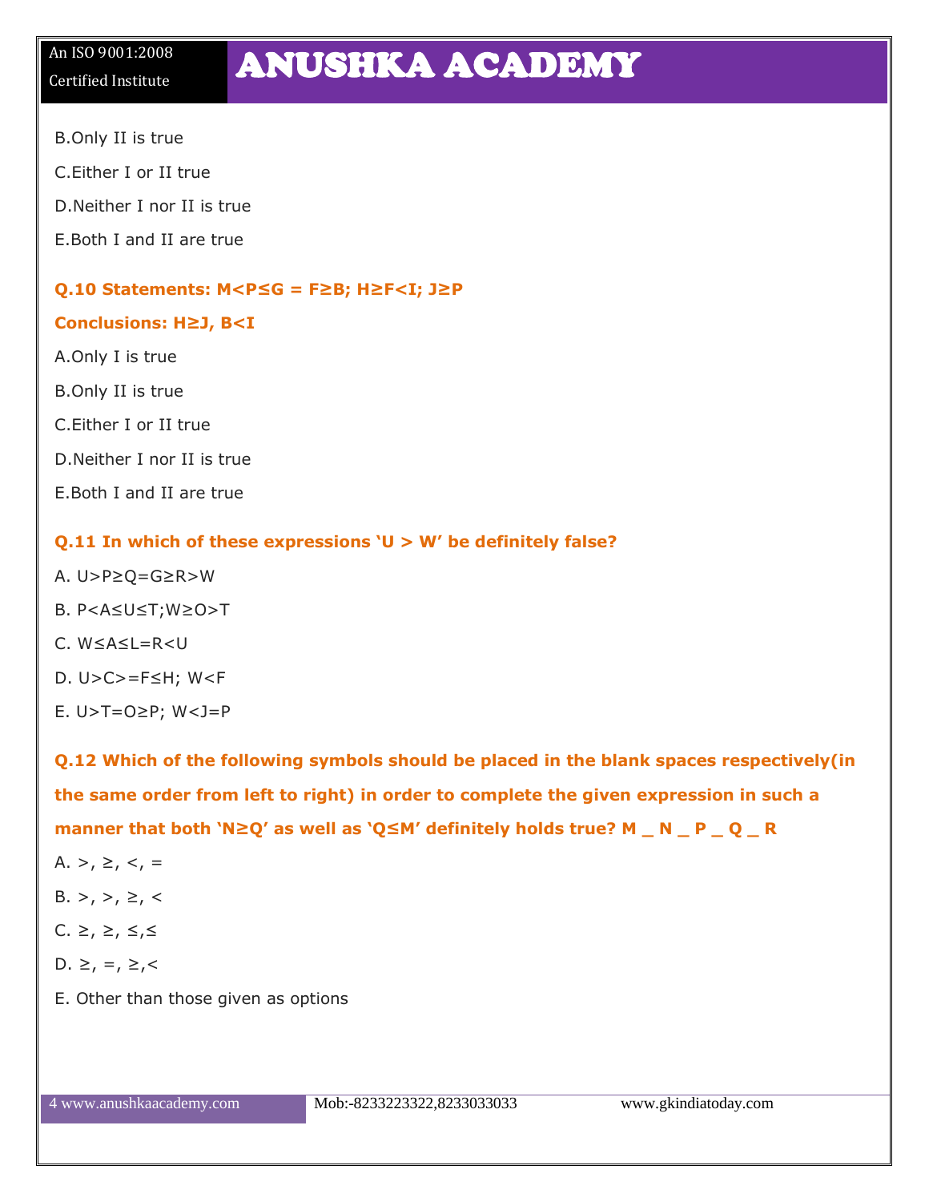B.Only II is true

C.Either I or II true

D.Neither I nor II is true

E.Both I and II are true

**Q.10 Statements: M<P≤G = F≥B; H≥F<I; J≥P**

**Conclusions: H≥J, B<I**

A.Only I is true

B.Only II is true

C.Either I or II true

D.Neither I nor II is true

E.Both I and II are true

**Q.11 In which of these expressions 'U > W' be definitely false?**

A. U>P≥Q=G≥R>W

B. P<A≤U≤T;W≥O>T

C. W≤A≤L=R<U

D. U>C>=F≤H; W<F

E. U>T=O≥P; W<J=P

**Q.12 Which of the following symbols should be placed in the blank spaces respectively(in the same order from left to right) in order to complete the given expression in such a manner that both 'N≥Q' as well as 'Q≤M' definitely holds true? M _ N _ P _ Q _ R**

A. >, ≥, <, =

B. >, >, ≥, <

C. ≥, ≥, ≤,≤

D. ≥, =, ≥,<

E. Other than those given as options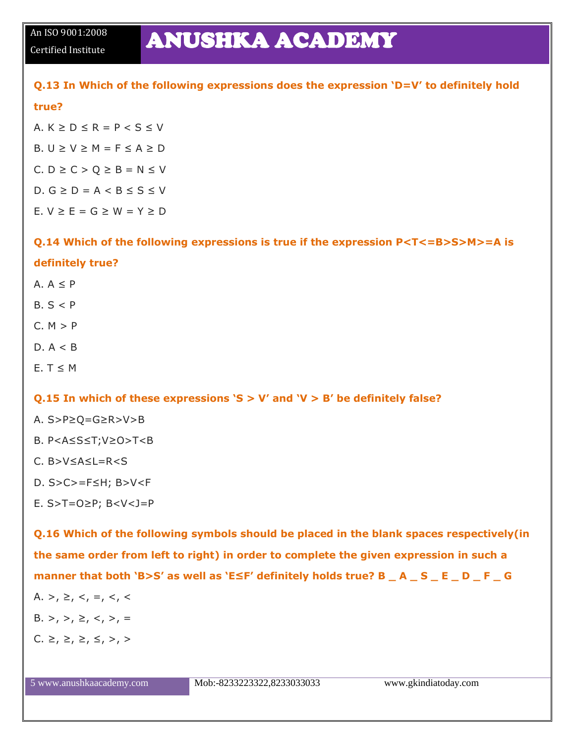**Q.13 In Which of the following expressions does the expression 'D=V' to definitely hold true?**

A. K ≥ D ≤ R = P < S ≤ V

B. U ≥ V ≥ M = F ≤ A ≥ D

C. D ≥ C > Q ≥ B = N ≤ V

D. G ≥ D = A < B ≤ S ≤ V

E. V ≥ E = G ≥ W = Y ≥ D

**Q.14 Which of the following expressions is true if the expression P<T<=B>S>M>=A is definitely true?**

A. A ≤ P

B. S < P

C. M > P

D. A < B

E. T ≤ M

**Q.15 In which of these expressions 'S > V' and 'V > B' be definitely false?**

A. S>P≥Q=G≥R>V>B

B. P<A≤S≤T;V≥O>T<B

C. B>V≤A≤L=R<S

D. S>C>=F≤H; B>V<F

E. S>T=O≥P; B<V<J=P

**Q.16 Which of the following symbols should be placed in the blank spaces respectively(in the same order from left to right) in order to complete the given expression in such a manner that both 'B>S' as well as 'E≤F' definitely holds true? B _ A _ S _ E _ D _ F _ G**

A. >, ≥, <, =, <, <

B. >, >, ≥, <, >, =

C. ≥, ≥, ≥, ≤, >, >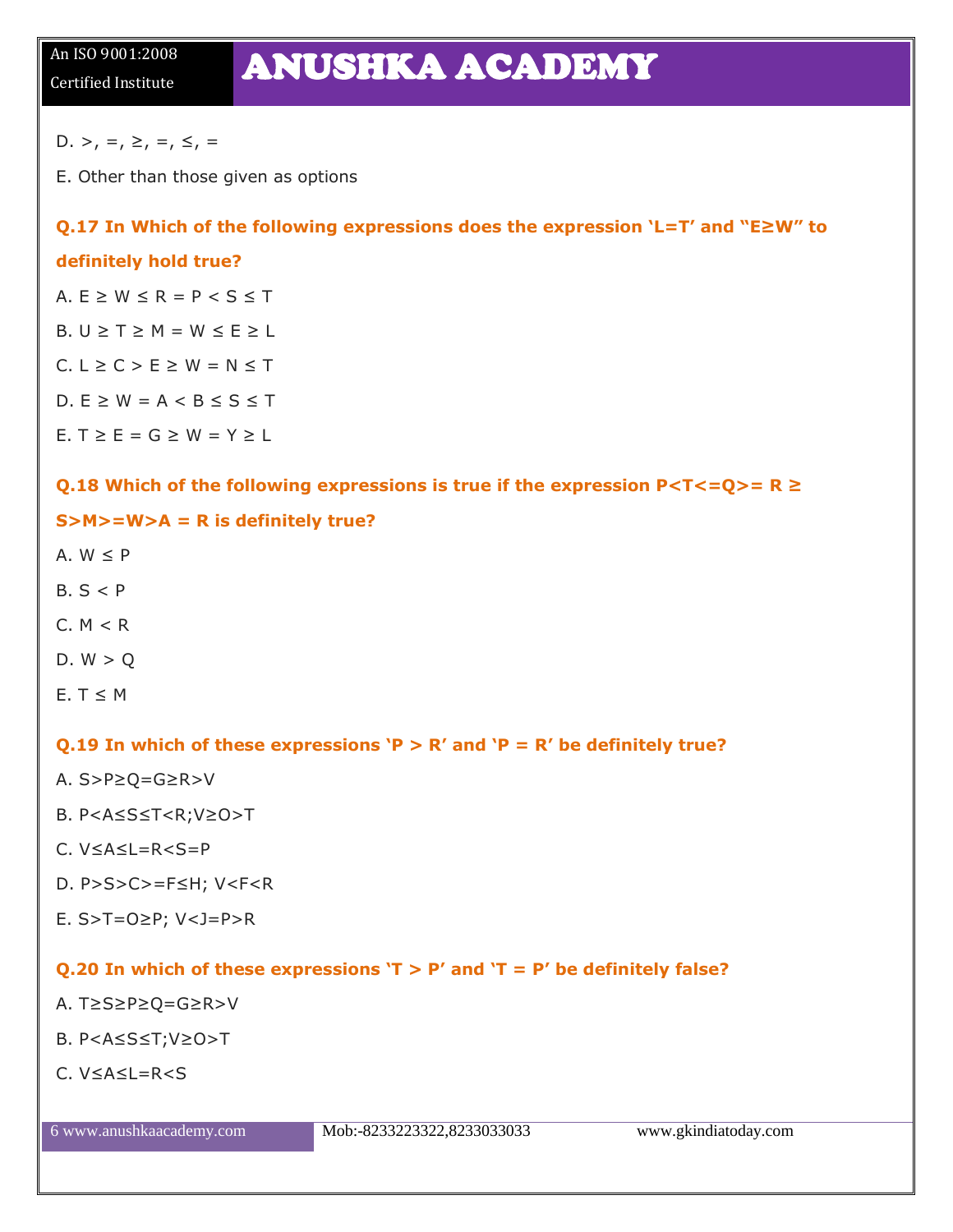D. >, =, ≥, =, ≤, =

E. Other than those given as options

**Q.17 In Which of the following expressions does the expression 'L=T' and "E≥W" to definitely hold true?**

A. E ≥ W ≤ R = P < S ≤ T

B. U ≥ T ≥ M = W ≤ E ≥ L

C. L ≥ C > E ≥ W = N ≤ T

D. E ≥ W = A < B ≤ S ≤ T

E. T ≥ E = G ≥ W = Y ≥ L

**Q.18 Which of the following expressions is true if the expression P<T<=Q>= R ≥ S>M>=W>A = R is definitely true?**

A. W ≤ P

B. S < P

C. M < R

D. W > Q

E. T ≤ M

**Q.19 In which of these expressions 'P > R' and 'P = R' be definitely true?**

A. S>P≥Q=G≥R>V

B. P<A≤S≤T<R;V≥O>T

C. V≤A≤L=R<S=P

D. P>S>C>=F≤H; V<F<R

E. S>T=O≥P; V<J=P>R

**Q.20 In which of these expressions 'T > P' and 'T = P' be definitely false?**

A. T≥S≥P≥Q=G≥R>V

B. P<A≤S≤T;V≥O>T

C. V≤A≤L=R<S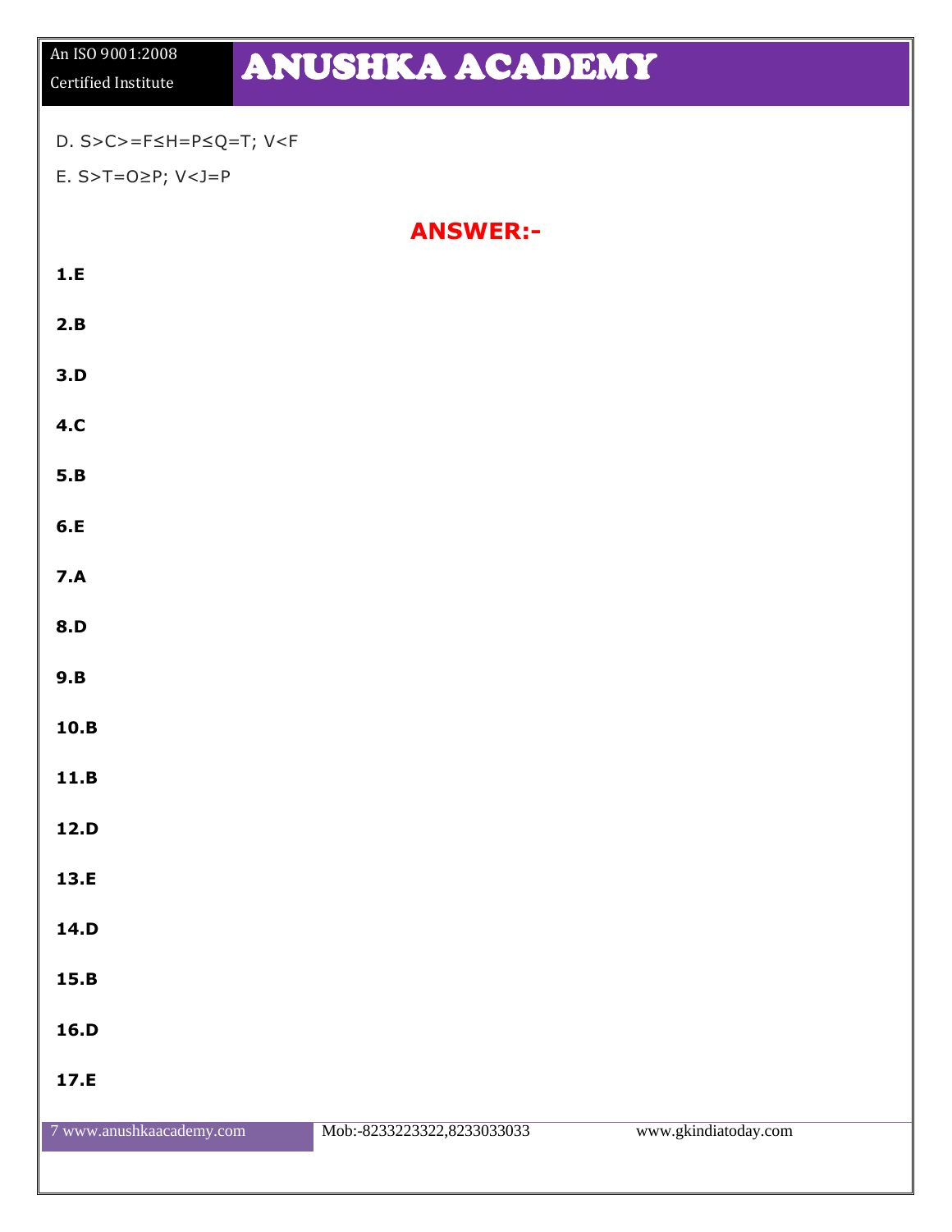D. S>C>=F≤H=P≤Q=T; V<F

E. S>T=O≥P; V<J=P

## ANSWER:-

**1.E**

**2.B**

**3.D**

**4.C**

**5.B**

**6.E**

**7.A**

**8.D**

**9.B**

**10.B**

**11.B**

**12.D**

**13.E**

**14.D**

**15.B**

**16.D**

**17.E**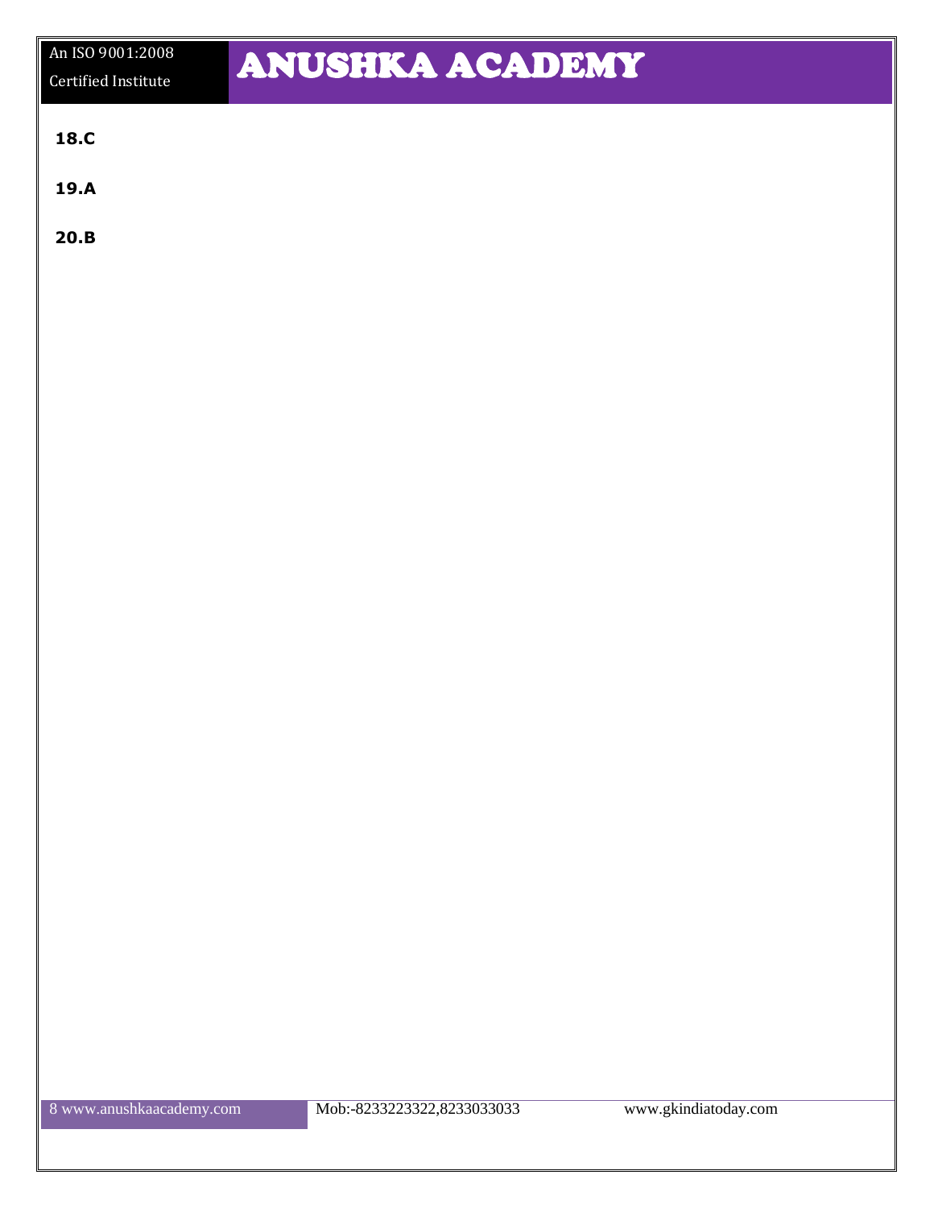**18.C**

**19.A**

**20.B**